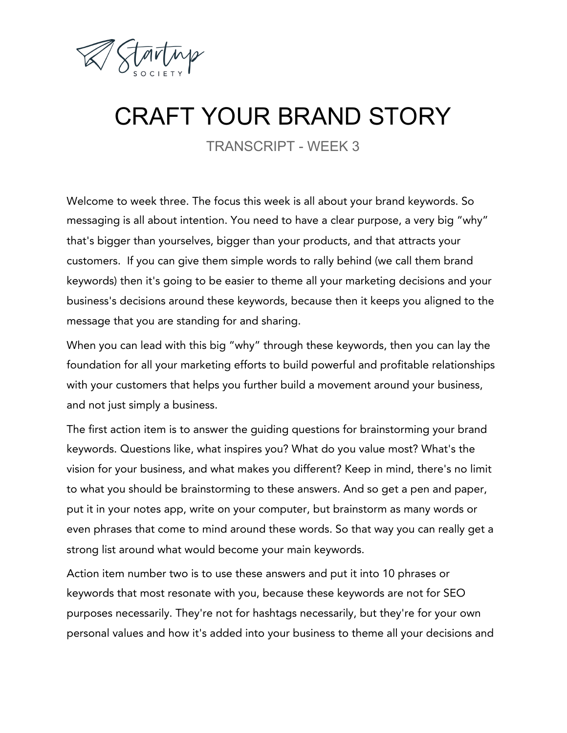# CRAFT YOUR BRAND STORY

TRANSCRIPT - WEEK 3

Welcome to week three. The focus this week is all about your brand keywords. So messaging is all about intention. You need to have a clear purpose, a very big "why" that's bigger than yourselves, bigger than your products, and that attracts your customers. If you can give them simple words to rally behind (we call them brand keywords) then it's going to be easier to theme all your marketing decisions and your business's decisions around these keywords, because then it keeps you aligned to the message that you are standing for and sharing.

When you can lead with this big "why" through these keywords, then you can lay the foundation for all your marketing efforts to build powerful and profitable relationships with your customers that helps you further build a movement around your business, and not just simply a business.

The first action item is to answer the guiding questions for brainstorming your brand keywords. Questions like, what inspires you? What do you value most? What's the vision for your business, and what makes you different? Keep in mind, there's no limit to what you should be brainstorming to these answers. And so get a pen and paper, put it in your notes app, write on your computer, but brainstorm as many words or even phrases that come to mind around these words. So that way you can really get a strong list around what would become your main keywords.

Action item number two is to use these answers and put it into 10 phrases or keywords that most resonate with you, because these keywords are not for SEO purposes necessarily. They're not for hashtags necessarily, but they're for your own personal values and how it's added into your business to theme all your decisions and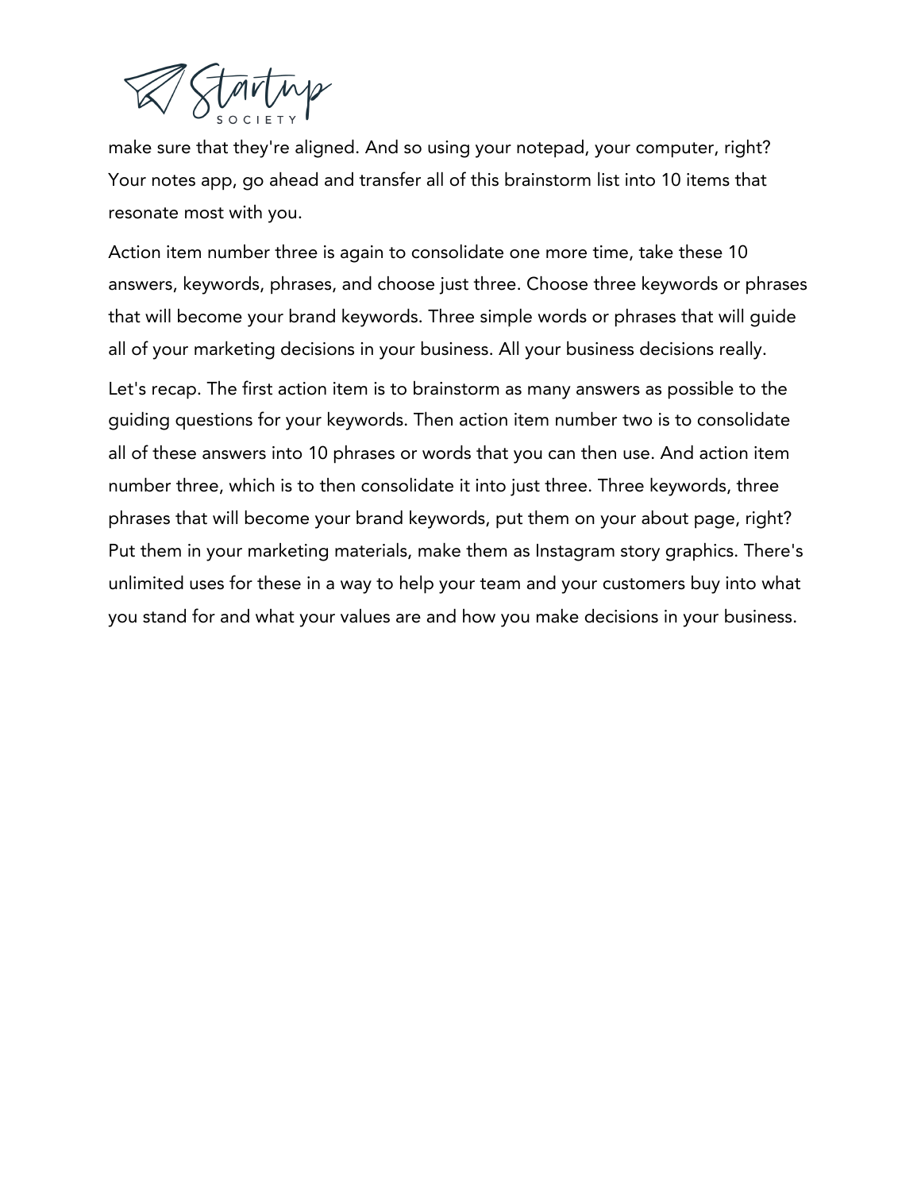make sure that they're aligned. And so using your notepad, your computer, right? Your notes app, go ahead and transfer all of this brainstorm list into 10 items that resonate most with you.

Action item number three is again to consolidate one more time, take these 10 answers, keywords, phrases, and choose just three. Choose three keywords or phrases that will become your brand keywords. Three simple words or phrases that will guide all of your marketing decisions in your business. All your business decisions really.

Let's recap. The first action item is to brainstorm as many answers as possible to the guiding questions for your keywords. Then action item number two is to consolidate all of these answers into 10 phrases or words that you can then use. And action item number three, which is to then consolidate it into just three. Three keywords, three phrases that will become your brand keywords, put them on your about page, right? Put them in your marketing materials, make them as Instagram story graphics. There's unlimited uses for these in a way to help your team and your customers buy into what you stand for and what your values are and how you make decisions in your business.